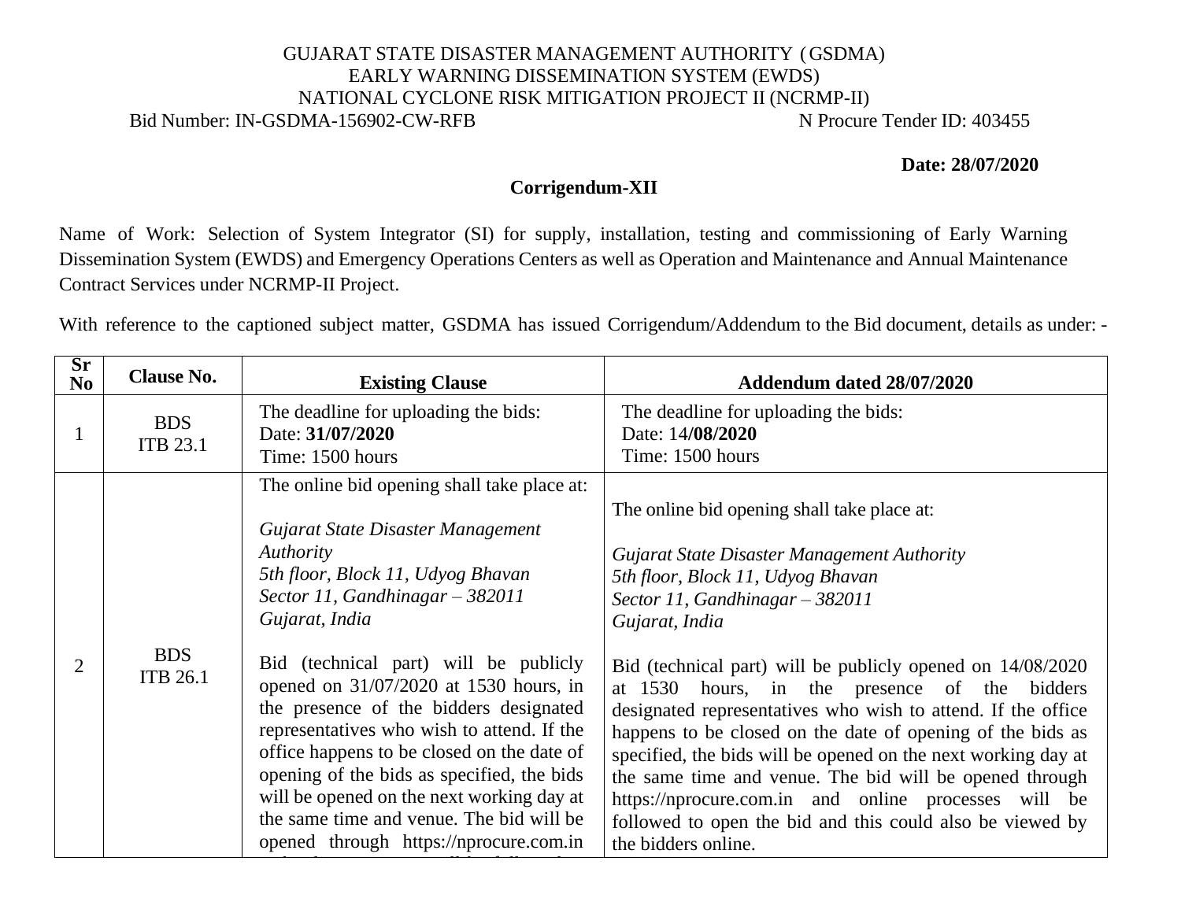GUJARAT STATE DISASTER MANAGEMENT AUTHORITY (GSDMA)
EARLY WARNING DISSEMINATION SYSTEM (EWDS)
NATIONAL CYCLONE RISK MITIGATION PROJECT II (NCRMP-II)

Bid Number: IN-GSDMA-156902-CW-RFB N Procure Tender ID: 403455

**Date: 28/07/2020**

## Corrigendum-XII

Name of Work: Selection of System Integrator (SI) for supply, installation, testing and commissioning of Early Warning Dissemination System (EWDS) and Emergency Operations Centers as well as Operation and Maintenance and Annual Maintenance Contract Services under NCRMP-II Project.

With reference to the captioned subject matter, GSDMA has issued Corrigendum/Addendum to the Bid document, details as under: -

| Sr No | Clause No. | Existing Clause | Addendum dated 28/07/2020 |
|---|---|---|---|
| 1 | BDS ITB 23.1 | The deadline for uploading the bids:<br>Date: **31/07/2020**<br>Time: 1500 hours | The deadline for uploading the bids:<br>Date: 14**/08/2020**<br>Time: 1500 hours |
| 2 | BDS ITB 26.1 | The online bid opening shall take place at:<br><br>*Gujarat State Disaster Management Authority*<br>*5th floor, Block 11, Udyog Bhavan*<br>*Sector 11, Gandhinagar – 382011*<br>*Gujarat, India*<br><br>Bid (technical part) will be publicly opened on 31/07/2020 at 1530 hours, in the presence of the bidders designated representatives who wish to attend. If the office happens to be closed on the date of opening of the bids as specified, the bids will be opened on the next working day at the same time and venue. The bid will be opened through https://nprocure.com.in | The online bid opening shall take place at:<br><br>*Gujarat State Disaster Management Authority*<br>*5th floor, Block 11, Udyog Bhavan*<br>*Sector 11, Gandhinagar – 382011*<br>*Gujarat, India*<br><br>Bid (technical part) will be publicly opened on 14/08/2020 at 1530 hours, in the presence of the bidders designated representatives who wish to attend. If the office happens to be closed on the date of opening of the bids as specified, the bids will be opened on the next working day at the same time and venue. The bid will be opened through https://nprocure.com.in and online processes will be followed to open the bid and this could also be viewed by the bidders online. |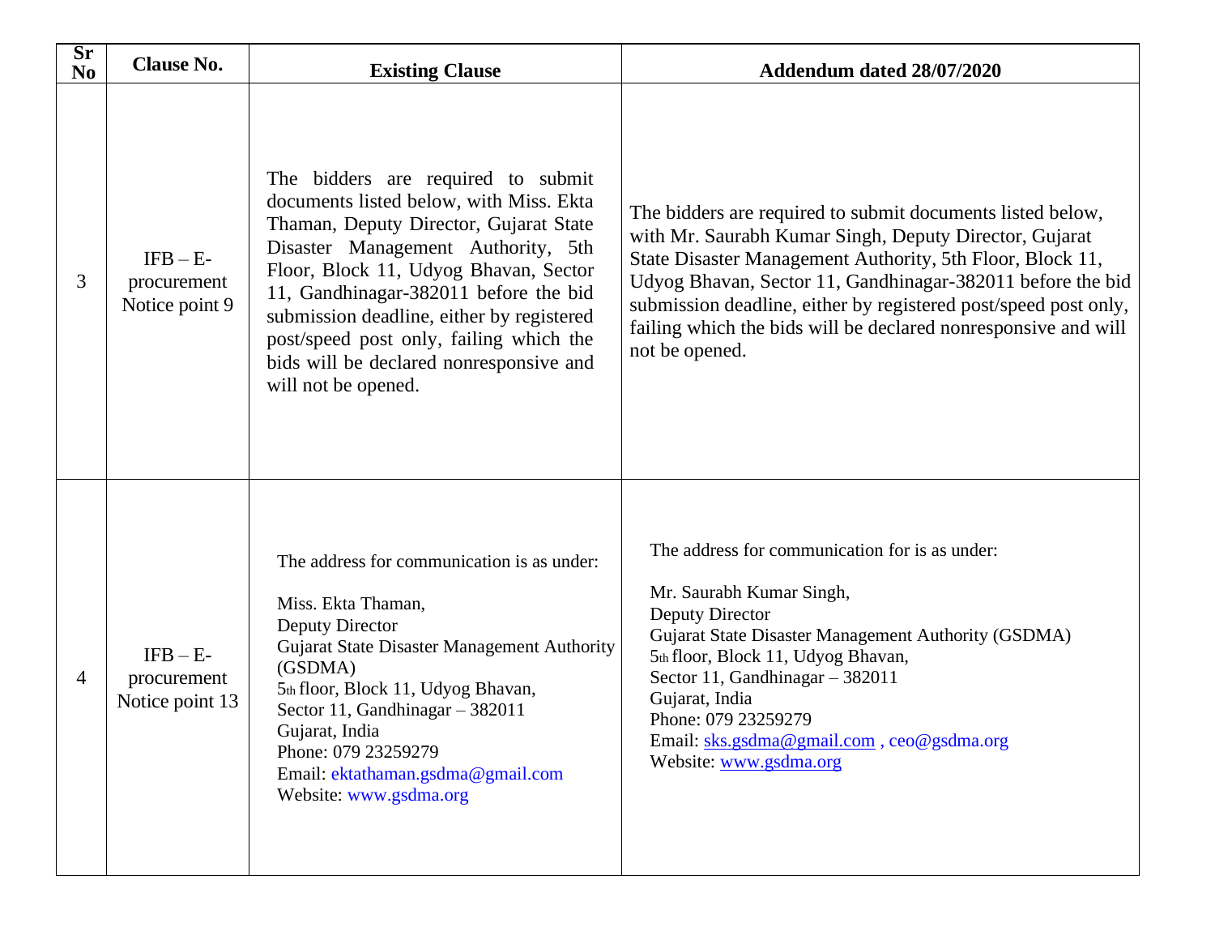| Sr No | Clause No. | Existing Clause | Addendum dated 28/07/2020 |
|---|---|---|---|
| 3 | IFB – E-procurement Notice point 9 | The bidders are required to submit documents listed below, with Miss. Ekta Thaman, Deputy Director, Gujarat State Disaster Management Authority, 5th Floor, Block 11, Udyog Bhavan, Sector 11, Gandhinagar-382011 before the bid submission deadline, either by registered post/speed post only, failing which the bids will be declared nonresponsive and will not be opened. | The bidders are required to submit documents listed below, with Mr. Saurabh Kumar Singh, Deputy Director, Gujarat State Disaster Management Authority, 5th Floor, Block 11, Udyog Bhavan, Sector 11, Gandhinagar-382011 before the bid submission deadline, either by registered post/speed post only, failing which the bids will be declared nonresponsive and will not be opened. |
| 4 | IFB – E-procurement Notice point 13 | The address for communication is as under:<br><br>Miss. Ekta Thaman,<br>Deputy Director<br>Gujarat State Disaster Management Authority (GSDMA)<br>5th floor, Block 11, Udyog Bhavan,<br>Sector 11, Gandhinagar – 382011<br>Gujarat, India<br>Phone: 079 23259279<br>Email: ektathaman.gsdma@gmail.com<br>Website: www.gsdma.org | The address for communication for is as under:<br><br>Mr. Saurabh Kumar Singh,<br>Deputy Director<br>Gujarat State Disaster Management Authority (GSDMA)<br>5th floor, Block 11, Udyog Bhavan,<br>Sector 11, Gandhinagar – 382011<br>Gujarat, India<br>Phone: 079 23259279<br>Email: sks.gsdma@gmail.com , ceo@gsdma.org<br>Website: www.gsdma.org |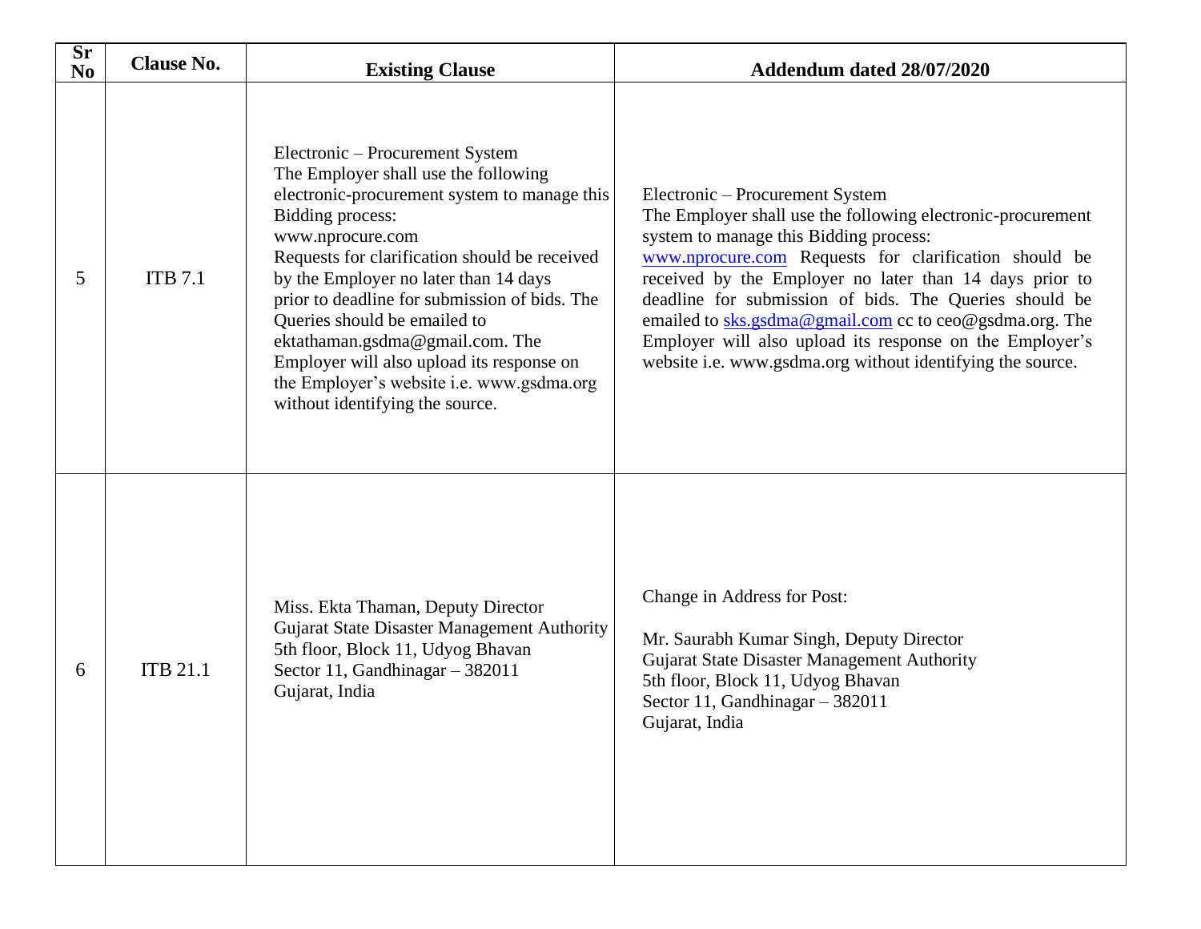| Sr No | Clause No. | Existing Clause | Addendum dated 28/07/2020 |
|---|---|---|---|
| 5 | ITB 7.1 | Electronic – Procurement System<br>The Employer shall use the following electronic-procurement system to manage this Bidding process:<br>www.nprocure.com<br>Requests for clarification should be received by the Employer no later than 14 days prior to deadline for submission of bids. The Queries should be emailed to ektathaman.gsdma@gmail.com. The Employer will also upload its response on the Employer's website i.e. www.gsdma.org without identifying the source. | Electronic – Procurement System<br>The Employer shall use the following electronic-procurement system to manage this Bidding process:<br>www.nprocure.com Requests for clarification should be received by the Employer no later than 14 days prior to deadline for submission of bids. The Queries should be emailed to sks.gsdma@gmail.com cc to ceo@gsdma.org. The Employer will also upload its response on the Employer's website i.e. www.gsdma.org without identifying the source. |
| 6 | ITB 21.1 | Miss. Ekta Thaman, Deputy Director<br>Gujarat State Disaster Management Authority<br>5th floor, Block 11, Udyog Bhavan<br>Sector 11, Gandhinagar – 382011<br>Gujarat, India | Change in Address for Post:<br><br>Mr. Saurabh Kumar Singh, Deputy Director<br>Gujarat State Disaster Management Authority<br>5th floor, Block 11, Udyog Bhavan<br>Sector 11, Gandhinagar – 382011<br>Gujarat, India |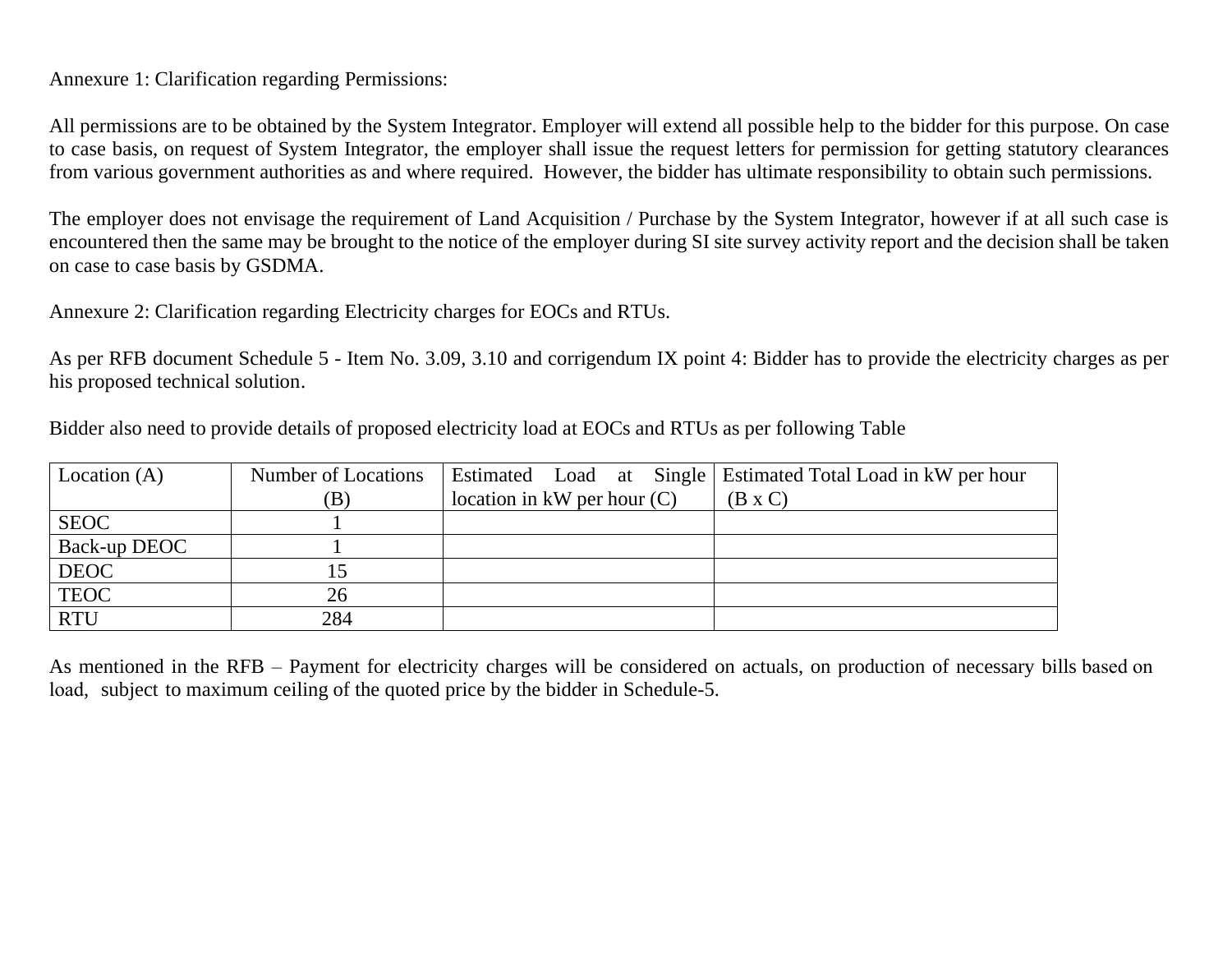Annexure 1: Clarification regarding Permissions:

All permissions are to be obtained by the System Integrator. Employer will extend all possible help to the bidder for this purpose. On case to case basis, on request of System Integrator, the employer shall issue the request letters for permission for getting statutory clearances from various government authorities as and where required. However, the bidder has ultimate responsibility to obtain such permissions.

The employer does not envisage the requirement of Land Acquisition / Purchase by the System Integrator, however if at all such case is encountered then the same may be brought to the notice of the employer during SI site survey activity report and the decision shall be taken on case to case basis by GSDMA.

Annexure 2: Clarification regarding Electricity charges for EOCs and RTUs.

As per RFB document Schedule 5 - Item No. 3.09, 3.10 and corrigendum IX point 4: Bidder has to provide the electricity charges as per his proposed technical solution.

Bidder also need to provide details of proposed electricity load at EOCs and RTUs as per following Table

| Location (A) | Number of Locations (B) | Estimated Load at Single location in kW per hour (C) | Estimated Total Load in kW per hour (B x C) |
|---|---|---|---|
| SEOC | 1 | | |
| Back-up DEOC | 1 | | |
| DEOC | 15 | | |
| TEOC | 26 | | |
| RTU | 284 | | |

As mentioned in the RFB – Payment for electricity charges will be considered on actuals, on production of necessary bills based on load, subject to maximum ceiling of the quoted price by the bidder in Schedule-5.